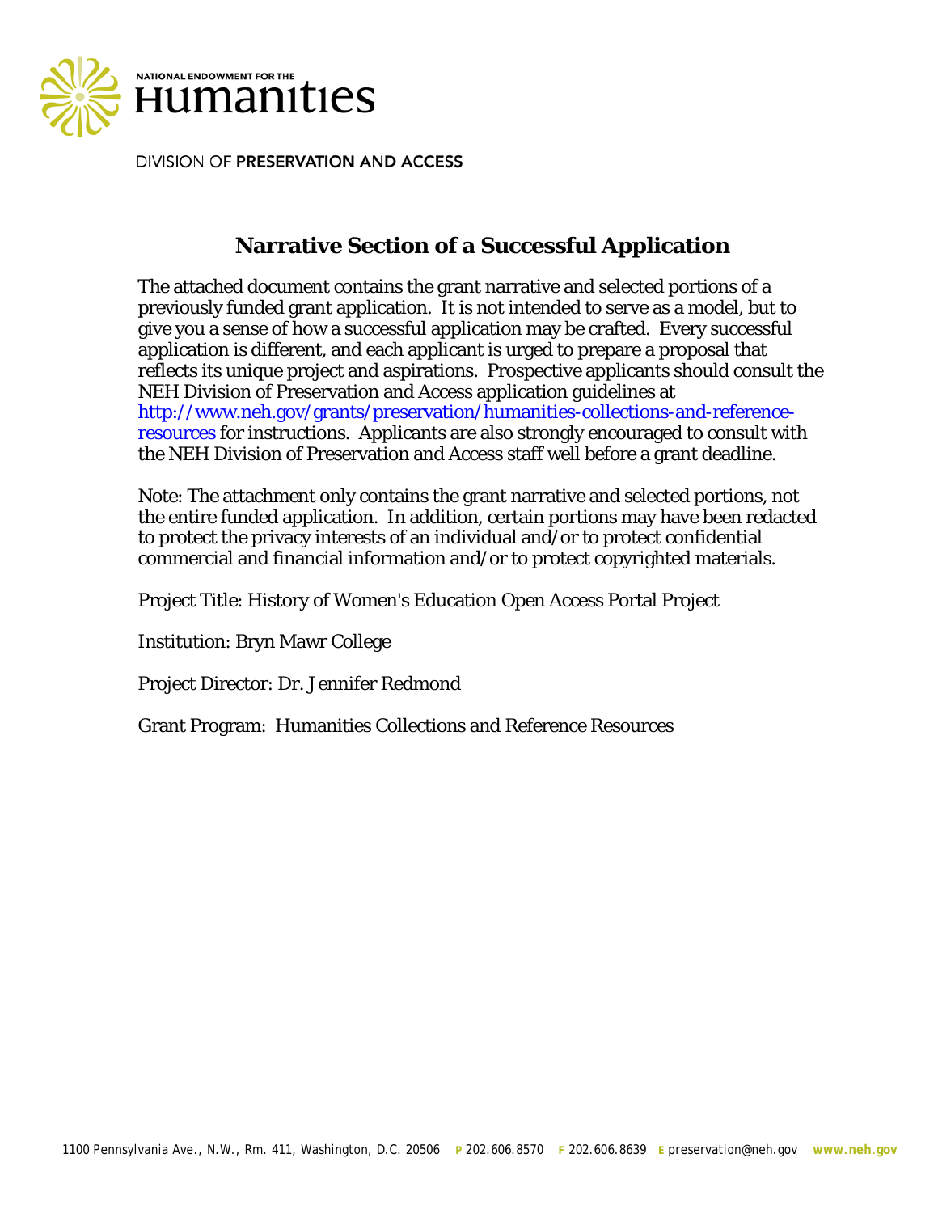NATIONAL ENDOWMENT FOR THE

# Humanities

DIVISION OF **PRESERVATION AND ACCESS**

## Narrative Section of a Successful Application

The attached document contains the grant narrative and selected portions of a previously funded grant application. It is not intended to serve as a model, but to give you a sense of how a successful application may be crafted. Every successful application is different, and each applicant is urged to prepare a proposal that reflects its unique project and aspirations. Prospective applicants should consult the NEH Division of Preservation and Access application guidelines at [http://www.neh.gov/grants/preservation/humanities-collections-and-reference-resources](http://www.neh.gov/grants/preservation/humanities-collections-and-reference-resources) for instructions. Applicants are also strongly encouraged to consult with the NEH Division of Preservation and Access staff well before a grant deadline.

Note: The attachment only contains the grant narrative and selected portions, not the entire funded application. In addition, certain portions may have been redacted to protect the privacy interests of an individual and/or to protect confidential commercial and financial information and/or to protect copyrighted materials.

Project Title: History of Women's Education Open Access Portal Project

Institution: Bryn Mawr College

Project Director: Dr. Jennifer Redmond

Grant Program: Humanities Collections and Reference Resources

1100 Pennsylvania Ave., N.W., Rm. 411, Washington, D.C. 20506 **P** 202.606.8570 **F** 202.606.8639 **E** preservation@neh.gov **www.neh.gov**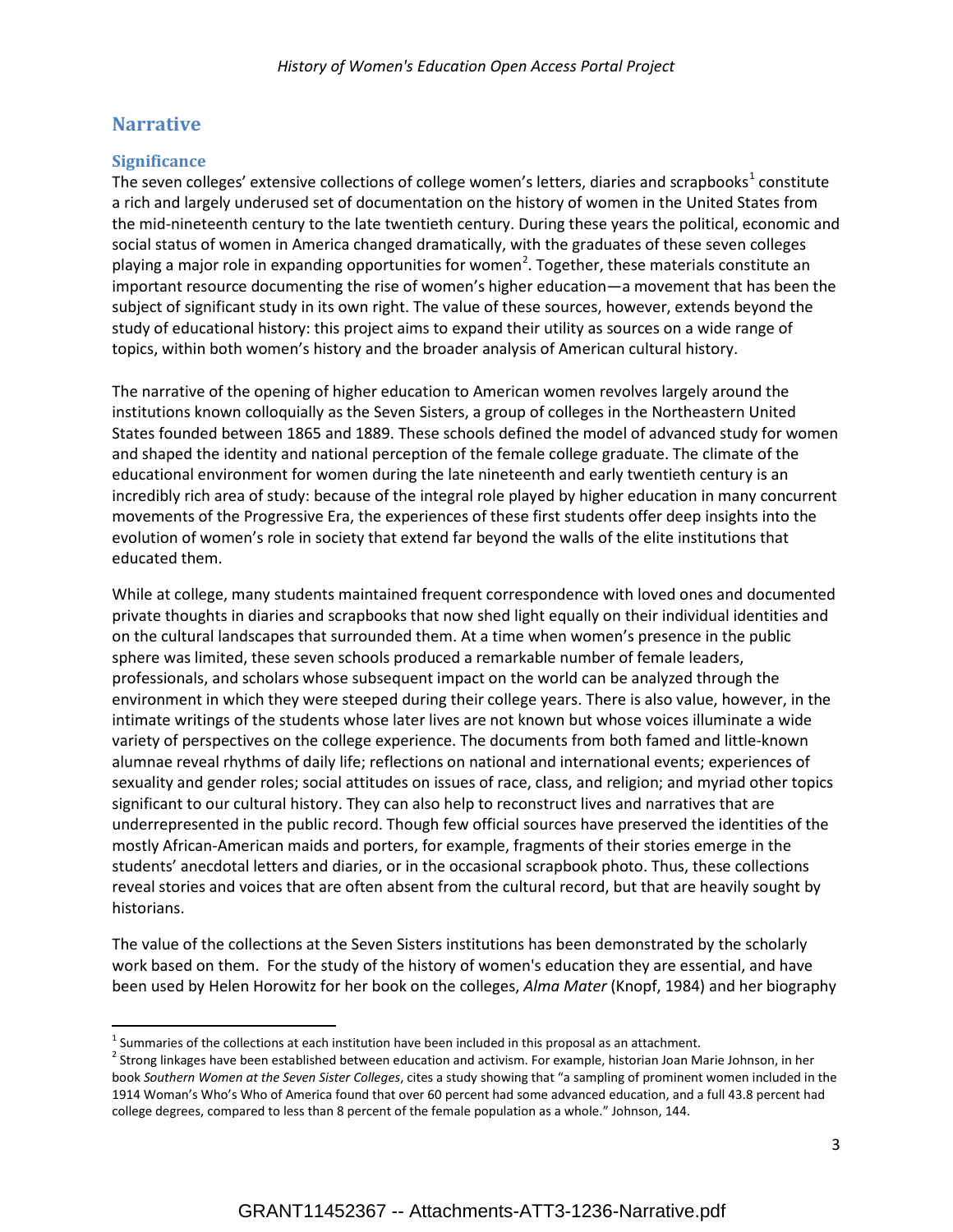## Narrative

### Significance

The seven colleges' extensive collections of college women's letters, diaries and scrapbooks[1] constitute a rich and largely underused set of documentation on the history of women in the United States from the mid-nineteenth century to the late twentieth century. During these years the political, economic and social status of women in America changed dramatically, with the graduates of these seven colleges playing a major role in expanding opportunities for women[2]. Together, these materials constitute an important resource documenting the rise of women's higher education—a movement that has been the subject of significant study in its own right. The value of these sources, however, extends beyond the study of educational history: this project aims to expand their utility as sources on a wide range of topics, within both women's history and the broader analysis of American cultural history.

The narrative of the opening of higher education to American women revolves largely around the institutions known colloquially as the Seven Sisters, a group of colleges in the Northeastern United States founded between 1865 and 1889. These schools defined the model of advanced study for women and shaped the identity and national perception of the female college graduate. The climate of the educational environment for women during the late nineteenth and early twentieth century is an incredibly rich area of study: because of the integral role played by higher education in many concurrent movements of the Progressive Era, the experiences of these first students offer deep insights into the evolution of women's role in society that extend far beyond the walls of the elite institutions that educated them.

While at college, many students maintained frequent correspondence with loved ones and documented private thoughts in diaries and scrapbooks that now shed light equally on their individual identities and on the cultural landscapes that surrounded them. At a time when women's presence in the public sphere was limited, these seven schools produced a remarkable number of female leaders, professionals, and scholars whose subsequent impact on the world can be analyzed through the environment in which they were steeped during their college years. There is also value, however, in the intimate writings of the students whose later lives are not known but whose voices illuminate a wide variety of perspectives on the college experience. The documents from both famed and little-known alumnae reveal rhythms of daily life; reflections on national and international events; experiences of sexuality and gender roles; social attitudes on issues of race, class, and religion; and myriad other topics significant to our cultural history. They can also help to reconstruct lives and narratives that are underrepresented in the public record. Though few official sources have preserved the identities of the mostly African-American maids and porters, for example, fragments of their stories emerge in the students' anecdotal letters and diaries, or in the occasional scrapbook photo. Thus, these collections reveal stories and voices that are often absent from the cultural record, but that are heavily sought by historians.

The value of the collections at the Seven Sisters institutions has been demonstrated by the scholarly work based on them. For the study of the history of women's education they are essential, and have been used by Helen Horowitz for her book on the colleges, *Alma Mater* (Knopf, 1984) and her biography

---

[1] Summaries of the collections at each institution have been included in this proposal as an attachment.

[2] Strong linkages have been established between education and activism. For example, historian Joan Marie Johnson, in her book *Southern Women at the Seven Sister Colleges*, cites a study showing that "a sampling of prominent women included in the 1914 Woman's Who's Who of America found that over 60 percent had some advanced education, and a full 43.8 percent had college degrees, compared to less than 8 percent of the female population as a whole." Johnson, 144.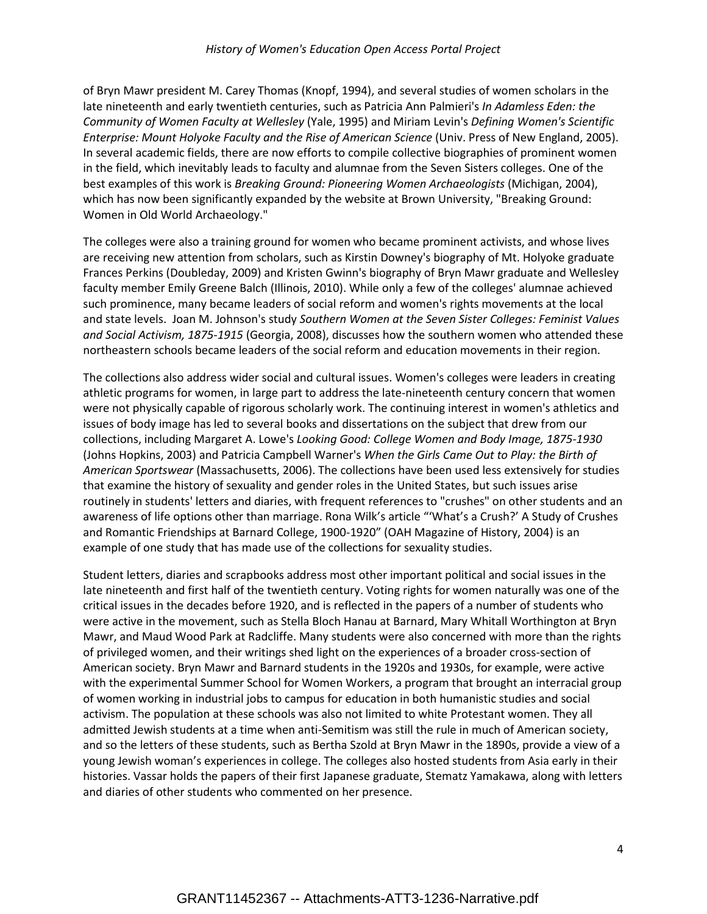of Bryn Mawr president M. Carey Thomas (Knopf, 1994), and several studies of women scholars in the late nineteenth and early twentieth centuries, such as Patricia Ann Palmieri's *In Adamless Eden: the Community of Women Faculty at Wellesley* (Yale, 1995) and Miriam Levin's *Defining Women's Scientific Enterprise: Mount Holyoke Faculty and the Rise of American Science* (Univ. Press of New England, 2005). In several academic fields, there are now efforts to compile collective biographies of prominent women in the field, which inevitably leads to faculty and alumnae from the Seven Sisters colleges. One of the best examples of this work is *Breaking Ground: Pioneering Women Archaeologists* (Michigan, 2004), which has now been significantly expanded by the website at Brown University, "Breaking Ground: Women in Old World Archaeology."

The colleges were also a training ground for women who became prominent activists, and whose lives are receiving new attention from scholars, such as Kirstin Downey's biography of Mt. Holyoke graduate Frances Perkins (Doubleday, 2009) and Kristen Gwinn's biography of Bryn Mawr graduate and Wellesley faculty member Emily Greene Balch (Illinois, 2010). While only a few of the colleges' alumnae achieved such prominence, many became leaders of social reform and women's rights movements at the local and state levels. Joan M. Johnson's study *Southern Women at the Seven Sister Colleges: Feminist Values and Social Activism, 1875-1915* (Georgia, 2008), discusses how the southern women who attended these northeastern schools became leaders of the social reform and education movements in their region.

The collections also address wider social and cultural issues. Women's colleges were leaders in creating athletic programs for women, in large part to address the late-nineteenth century concern that women were not physically capable of rigorous scholarly work. The continuing interest in women's athletics and issues of body image has led to several books and dissertations on the subject that drew from our collections, including Margaret A. Lowe's *Looking Good: College Women and Body Image, 1875-1930* (Johns Hopkins, 2003) and Patricia Campbell Warner's *When the Girls Came Out to Play: the Birth of American Sportswear* (Massachusetts, 2006). The collections have been used less extensively for studies that examine the history of sexuality and gender roles in the United States, but such issues arise routinely in students' letters and diaries, with frequent references to "crushes" on other students and an awareness of life options other than marriage. Rona Wilk's article "'What's a Crush?' A Study of Crushes and Romantic Friendships at Barnard College, 1900-1920" (OAH Magazine of History, 2004) is an example of one study that has made use of the collections for sexuality studies.

Student letters, diaries and scrapbooks address most other important political and social issues in the late nineteenth and first half of the twentieth century. Voting rights for women naturally was one of the critical issues in the decades before 1920, and is reflected in the papers of a number of students who were active in the movement, such as Stella Bloch Hanau at Barnard, Mary Whitall Worthington at Bryn Mawr, and Maud Wood Park at Radcliffe. Many students were also concerned with more than the rights of privileged women, and their writings shed light on the experiences of a broader cross-section of American society. Bryn Mawr and Barnard students in the 1920s and 1930s, for example, were active with the experimental Summer School for Women Workers, a program that brought an interracial group of women working in industrial jobs to campus for education in both humanistic studies and social activism. The population at these schools was also not limited to white Protestant women. They all admitted Jewish students at a time when anti-Semitism was still the rule in much of American society, and so the letters of these students, such as Bertha Szold at Bryn Mawr in the 1890s, provide a view of a young Jewish woman's experiences in college. The colleges also hosted students from Asia early in their histories. Vassar holds the papers of their first Japanese graduate, Stematz Yamakawa, along with letters and diaries of other students who commented on her presence.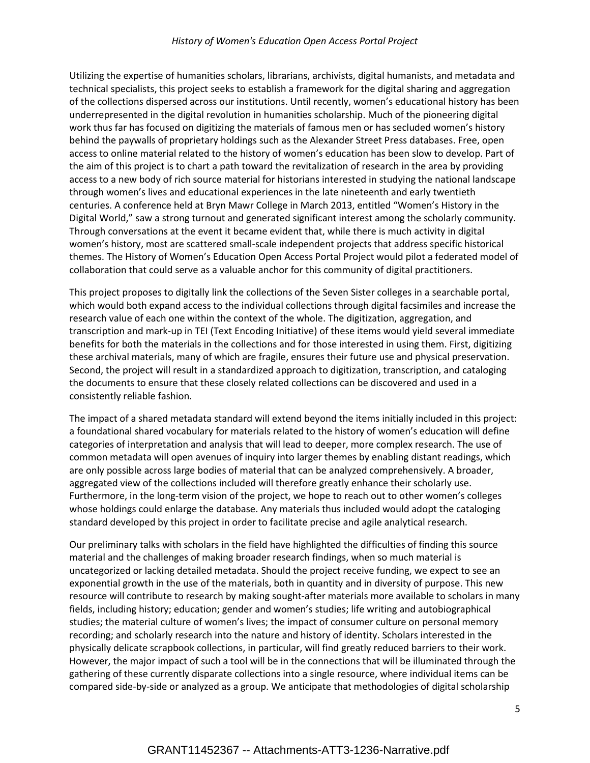Utilizing the expertise of humanities scholars, librarians, archivists, digital humanists, and metadata and technical specialists, this project seeks to establish a framework for the digital sharing and aggregation of the collections dispersed across our institutions. Until recently, women's educational history has been underrepresented in the digital revolution in humanities scholarship. Much of the pioneering digital work thus far has focused on digitizing the materials of famous men or has secluded women's history behind the paywalls of proprietary holdings such as the Alexander Street Press databases. Free, open access to online material related to the history of women's education has been slow to develop. Part of the aim of this project is to chart a path toward the revitalization of research in the area by providing access to a new body of rich source material for historians interested in studying the national landscape through women's lives and educational experiences in the late nineteenth and early twentieth centuries. A conference held at Bryn Mawr College in March 2013, entitled "Women's History in the Digital World," saw a strong turnout and generated significant interest among the scholarly community. Through conversations at the event it became evident that, while there is much activity in digital women's history, most are scattered small-scale independent projects that address specific historical themes. The History of Women's Education Open Access Portal Project would pilot a federated model of collaboration that could serve as a valuable anchor for this community of digital practitioners.

This project proposes to digitally link the collections of the Seven Sister colleges in a searchable portal, which would both expand access to the individual collections through digital facsimiles and increase the research value of each one within the context of the whole. The digitization, aggregation, and transcription and mark-up in TEI (Text Encoding Initiative) of these items would yield several immediate benefits for both the materials in the collections and for those interested in using them. First, digitizing these archival materials, many of which are fragile, ensures their future use and physical preservation. Second, the project will result in a standardized approach to digitization, transcription, and cataloging the documents to ensure that these closely related collections can be discovered and used in a consistently reliable fashion.

The impact of a shared metadata standard will extend beyond the items initially included in this project: a foundational shared vocabulary for materials related to the history of women's education will define categories of interpretation and analysis that will lead to deeper, more complex research. The use of common metadata will open avenues of inquiry into larger themes by enabling distant readings, which are only possible across large bodies of material that can be analyzed comprehensively. A broader, aggregated view of the collections included will therefore greatly enhance their scholarly use. Furthermore, in the long-term vision of the project, we hope to reach out to other women's colleges whose holdings could enlarge the database. Any materials thus included would adopt the cataloging standard developed by this project in order to facilitate precise and agile analytical research.

Our preliminary talks with scholars in the field have highlighted the difficulties of finding this source material and the challenges of making broader research findings, when so much material is uncategorized or lacking detailed metadata. Should the project receive funding, we expect to see an exponential growth in the use of the materials, both in quantity and in diversity of purpose. This new resource will contribute to research by making sought-after materials more available to scholars in many fields, including history; education; gender and women's studies; life writing and autobiographical studies; the material culture of women's lives; the impact of consumer culture on personal memory recording; and scholarly research into the nature and history of identity. Scholars interested in the physically delicate scrapbook collections, in particular, will find greatly reduced barriers to their work. However, the major impact of such a tool will be in the connections that will be illuminated through the gathering of these currently disparate collections into a single resource, where individual items can be compared side-by-side or analyzed as a group. We anticipate that methodologies of digital scholarship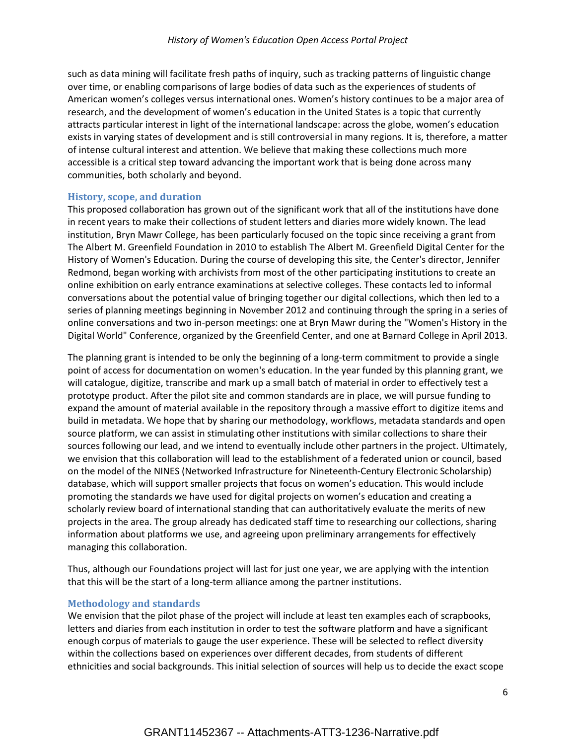such as data mining will facilitate fresh paths of inquiry, such as tracking patterns of linguistic change over time, or enabling comparisons of large bodies of data such as the experiences of students of American women's colleges versus international ones. Women's history continues to be a major area of research, and the development of women's education in the United States is a topic that currently attracts particular interest in light of the international landscape: across the globe, women's education exists in varying states of development and is still controversial in many regions. It is, therefore, a matter of intense cultural interest and attention. We believe that making these collections much more accessible is a critical step toward advancing the important work that is being done across many communities, both scholarly and beyond.

### History, scope, and duration

This proposed collaboration has grown out of the significant work that all of the institutions have done in recent years to make their collections of student letters and diaries more widely known. The lead institution, Bryn Mawr College, has been particularly focused on the topic since receiving a grant from The Albert M. Greenfield Foundation in 2010 to establish The Albert M. Greenfield Digital Center for the History of Women's Education. During the course of developing this site, the Center's director, Jennifer Redmond, began working with archivists from most of the other participating institutions to create an online exhibition on early entrance examinations at selective colleges. These contacts led to informal conversations about the potential value of bringing together our digital collections, which then led to a series of planning meetings beginning in November 2012 and continuing through the spring in a series of online conversations and two in-person meetings: one at Bryn Mawr during the "Women's History in the Digital World" Conference, organized by the Greenfield Center, and one at Barnard College in April 2013.

The planning grant is intended to be only the beginning of a long-term commitment to provide a single point of access for documentation on women's education. In the year funded by this planning grant, we will catalogue, digitize, transcribe and mark up a small batch of material in order to effectively test a prototype product. After the pilot site and common standards are in place, we will pursue funding to expand the amount of material available in the repository through a massive effort to digitize items and build in metadata. We hope that by sharing our methodology, workflows, metadata standards and open source platform, we can assist in stimulating other institutions with similar collections to share their sources following our lead, and we intend to eventually include other partners in the project. Ultimately, we envision that this collaboration will lead to the establishment of a federated union or council, based on the model of the NINES (Networked Infrastructure for Nineteenth-Century Electronic Scholarship) database, which will support smaller projects that focus on women's education. This would include promoting the standards we have used for digital projects on women's education and creating a scholarly review board of international standing that can authoritatively evaluate the merits of new projects in the area. The group already has dedicated staff time to researching our collections, sharing information about platforms we use, and agreeing upon preliminary arrangements for effectively managing this collaboration.

Thus, although our Foundations project will last for just one year, we are applying with the intention that this will be the start of a long-term alliance among the partner institutions.

### Methodology and standards

We envision that the pilot phase of the project will include at least ten examples each of scrapbooks, letters and diaries from each institution in order to test the software platform and have a significant enough corpus of materials to gauge the user experience. These will be selected to reflect diversity within the collections based on experiences over different decades, from students of different ethnicities and social backgrounds. This initial selection of sources will help us to decide the exact scope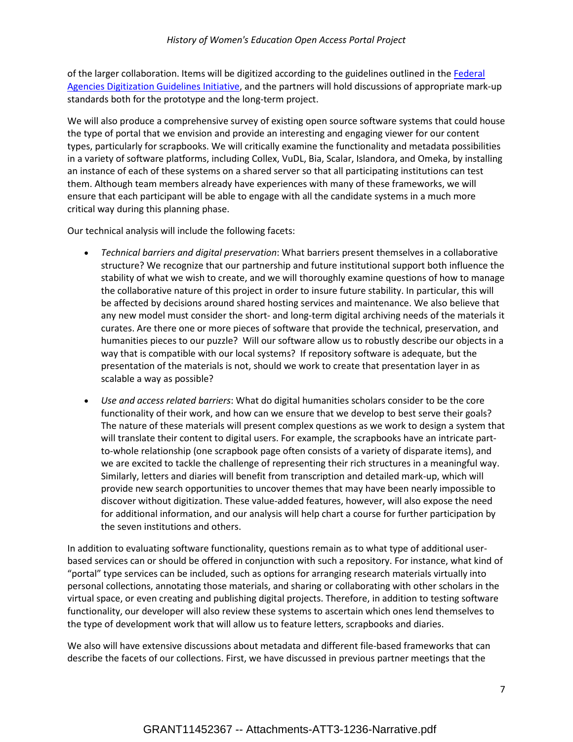of the larger collaboration. Items will be digitized according to the guidelines outlined in the [Federal Agencies Digitization Guidelines Initiative](), and the partners will hold discussions of appropriate mark-up standards both for the prototype and the long-term project.

We will also produce a comprehensive survey of existing open source software systems that could house the type of portal that we envision and provide an interesting and engaging viewer for our content types, particularly for scrapbooks. We will critically examine the functionality and metadata possibilities in a variety of software platforms, including Collex, VuDL, Bia, Scalar, Islandora, and Omeka, by installing an instance of each of these systems on a shared server so that all participating institutions can test them. Although team members already have experiences with many of these frameworks, we will ensure that each participant will be able to engage with all the candidate systems in a much more critical way during this planning phase.

Our technical analysis will include the following facets:

- *Technical barriers and digital preservation*: What barriers present themselves in a collaborative structure? We recognize that our partnership and future institutional support both influence the stability of what we wish to create, and we will thoroughly examine questions of how to manage the collaborative nature of this project in order to insure future stability. In particular, this will be affected by decisions around shared hosting services and maintenance. We also believe that any new model must consider the short- and long-term digital archiving needs of the materials it curates. Are there one or more pieces of software that provide the technical, preservation, and humanities pieces to our puzzle? Will our software allow us to robustly describe our objects in a way that is compatible with our local systems? If repository software is adequate, but the presentation of the materials is not, should we work to create that presentation layer in as scalable a way as possible?
- *Use and access related barriers*: What do digital humanities scholars consider to be the core functionality of their work, and how can we ensure that we develop to best serve their goals? The nature of these materials will present complex questions as we work to design a system that will translate their content to digital users. For example, the scrapbooks have an intricate part-to-whole relationship (one scrapbook page often consists of a variety of disparate items), and we are excited to tackle the challenge of representing their rich structures in a meaningful way. Similarly, letters and diaries will benefit from transcription and detailed mark-up, which will provide new search opportunities to uncover themes that may have been nearly impossible to discover without digitization. These value-added features, however, will also expose the need for additional information, and our analysis will help chart a course for further participation by the seven institutions and others.

In addition to evaluating software functionality, questions remain as to what type of additional user-based services can or should be offered in conjunction with such a repository. For instance, what kind of "portal" type services can be included, such as options for arranging research materials virtually into personal collections, annotating those materials, and sharing or collaborating with other scholars in the virtual space, or even creating and publishing digital projects. Therefore, in addition to testing software functionality, our developer will also review these systems to ascertain which ones lend themselves to the type of development work that will allow us to feature letters, scrapbooks and diaries.

We also will have extensive discussions about metadata and different file-based frameworks that can describe the facets of our collections. First, we have discussed in previous partner meetings that the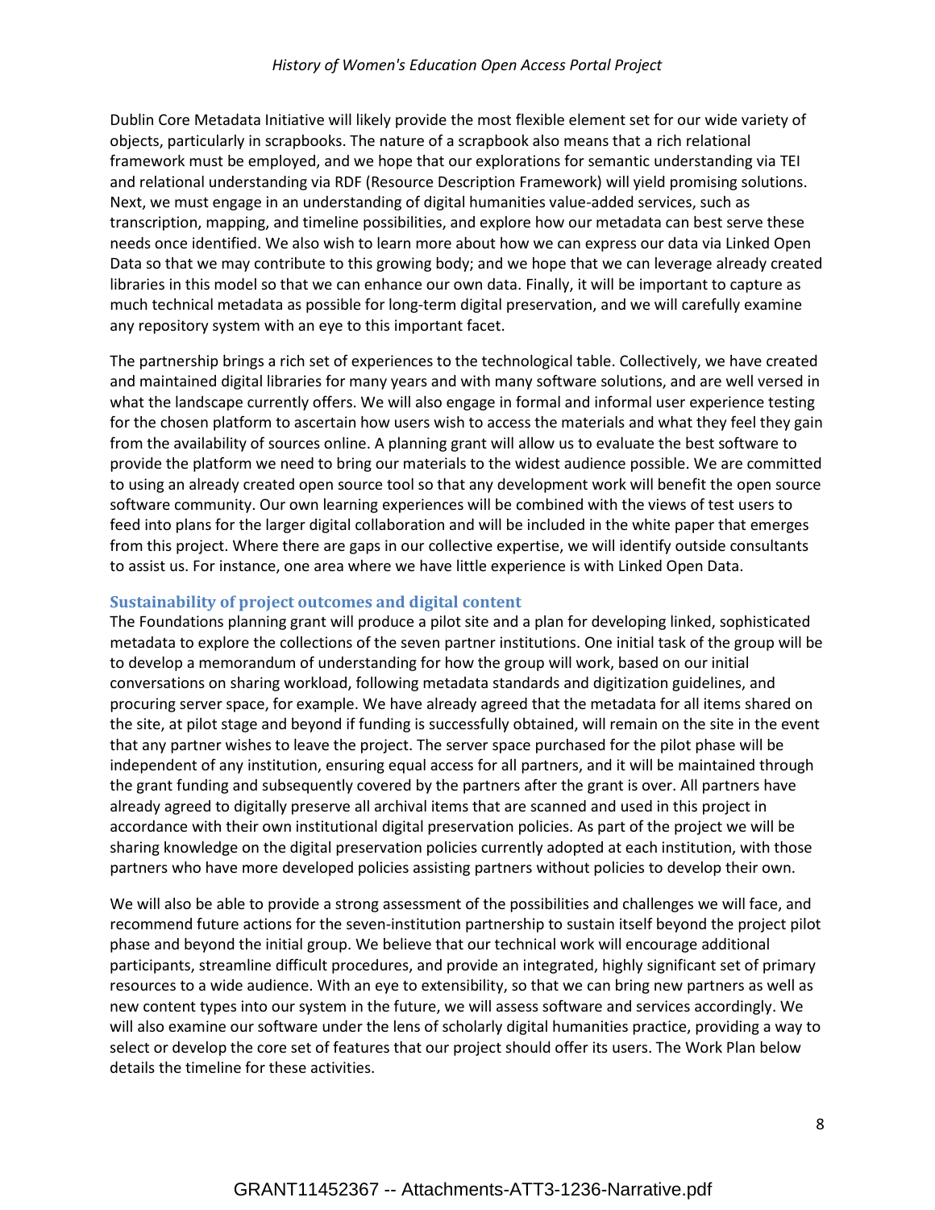Dublin Core Metadata Initiative will likely provide the most flexible element set for our wide variety of objects, particularly in scrapbooks. The nature of a scrapbook also means that a rich relational framework must be employed, and we hope that our explorations for semantic understanding via TEI and relational understanding via RDF (Resource Description Framework) will yield promising solutions. Next, we must engage in an understanding of digital humanities value-added services, such as transcription, mapping, and timeline possibilities, and explore how our metadata can best serve these needs once identified. We also wish to learn more about how we can express our data via Linked Open Data so that we may contribute to this growing body; and we hope that we can leverage already created libraries in this model so that we can enhance our own data. Finally, it will be important to capture as much technical metadata as possible for long-term digital preservation, and we will carefully examine any repository system with an eye to this important facet.

The partnership brings a rich set of experiences to the technological table. Collectively, we have created and maintained digital libraries for many years and with many software solutions, and are well versed in what the landscape currently offers. We will also engage in formal and informal user experience testing for the chosen platform to ascertain how users wish to access the materials and what they feel they gain from the availability of sources online. A planning grant will allow us to evaluate the best software to provide the platform we need to bring our materials to the widest audience possible. We are committed to using an already created open source tool so that any development work will benefit the open source software community. Our own learning experiences will be combined with the views of test users to feed into plans for the larger digital collaboration and will be included in the white paper that emerges from this project. Where there are gaps in our collective expertise, we will identify outside consultants to assist us. For instance, one area where we have little experience is with Linked Open Data.

### Sustainability of project outcomes and digital content

The Foundations planning grant will produce a pilot site and a plan for developing linked, sophisticated metadata to explore the collections of the seven partner institutions. One initial task of the group will be to develop a memorandum of understanding for how the group will work, based on our initial conversations on sharing workload, following metadata standards and digitization guidelines, and procuring server space, for example. We have already agreed that the metadata for all items shared on the site, at pilot stage and beyond if funding is successfully obtained, will remain on the site in the event that any partner wishes to leave the project. The server space purchased for the pilot phase will be independent of any institution, ensuring equal access for all partners, and it will be maintained through the grant funding and subsequently covered by the partners after the grant is over. All partners have already agreed to digitally preserve all archival items that are scanned and used in this project in accordance with their own institutional digital preservation policies. As part of the project we will be sharing knowledge on the digital preservation policies currently adopted at each institution, with those partners who have more developed policies assisting partners without policies to develop their own.

We will also be able to provide a strong assessment of the possibilities and challenges we will face, and recommend future actions for the seven-institution partnership to sustain itself beyond the project pilot phase and beyond the initial group. We believe that our technical work will encourage additional participants, streamline difficult procedures, and provide an integrated, highly significant set of primary resources to a wide audience. With an eye to extensibility, so that we can bring new partners as well as new content types into our system in the future, we will assess software and services accordingly. We will also examine our software under the lens of scholarly digital humanities practice, providing a way to select or develop the core set of features that our project should offer its users. The Work Plan below details the timeline for these activities.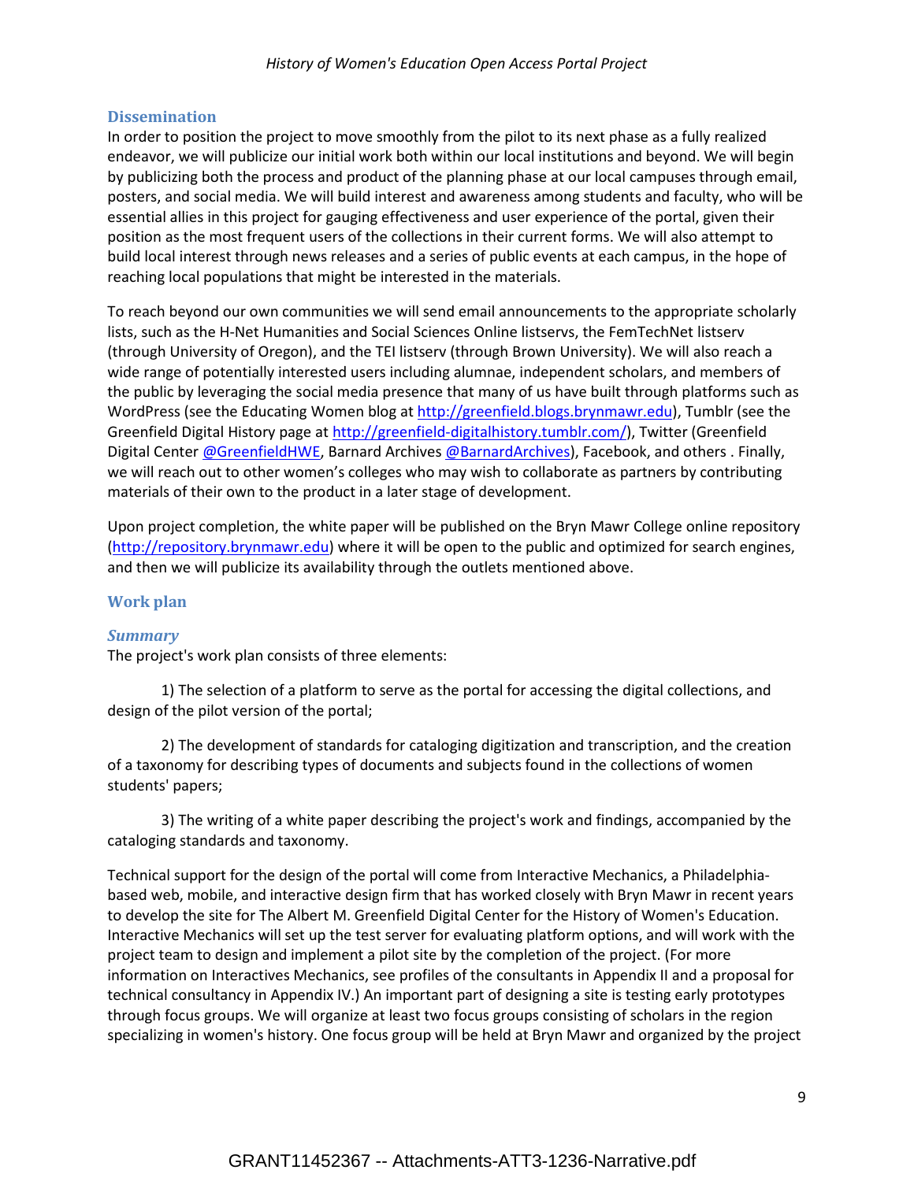## Dissemination

In order to position the project to move smoothly from the pilot to its next phase as a fully realized endeavor, we will publicize our initial work both within our local institutions and beyond. We will begin by publicizing both the process and product of the planning phase at our local campuses through email, posters, and social media. We will build interest and awareness among students and faculty, who will be essential allies in this project for gauging effectiveness and user experience of the portal, given their position as the most frequent users of the collections in their current forms. We will also attempt to build local interest through news releases and a series of public events at each campus, in the hope of reaching local populations that might be interested in the materials.

To reach beyond our own communities we will send email announcements to the appropriate scholarly lists, such as the H-Net Humanities and Social Sciences Online listservs, the FemTechNet listserv (through University of Oregon), and the TEI listserv (through Brown University). We will also reach a wide range of potentially interested users including alumnae, independent scholars, and members of the public by leveraging the social media presence that many of us have built through platforms such as WordPress (see the Educating Women blog at http://greenfield.blogs.brynmawr.edu), Tumblr (see the Greenfield Digital History page at http://greenfield-digitalhistory.tumblr.com/), Twitter (Greenfield Digital Center @GreenfieldHWE, Barnard Archives @BarnardArchives), Facebook, and others . Finally, we will reach out to other women's colleges who may wish to collaborate as partners by contributing materials of their own to the product in a later stage of development.

Upon project completion, the white paper will be published on the Bryn Mawr College online repository (http://repository.brynmawr.edu) where it will be open to the public and optimized for search engines, and then we will publicize its availability through the outlets mentioned above.

## Work plan

### *Summary*

The project's work plan consists of three elements:

1) The selection of a platform to serve as the portal for accessing the digital collections, and design of the pilot version of the portal;

2) The development of standards for cataloging digitization and transcription, and the creation of a taxonomy for describing types of documents and subjects found in the collections of women students' papers;

3) The writing of a white paper describing the project's work and findings, accompanied by the cataloging standards and taxonomy.

Technical support for the design of the portal will come from Interactive Mechanics, a Philadelphia-based web, mobile, and interactive design firm that has worked closely with Bryn Mawr in recent years to develop the site for The Albert M. Greenfield Digital Center for the History of Women's Education. Interactive Mechanics will set up the test server for evaluating platform options, and will work with the project team to design and implement a pilot site by the completion of the project. (For more information on Interactives Mechanics, see profiles of the consultants in Appendix II and a proposal for technical consultancy in Appendix IV.) An important part of designing a site is testing early prototypes through focus groups. We will organize at least two focus groups consisting of scholars in the region specializing in women's history. One focus group will be held at Bryn Mawr and organized by the project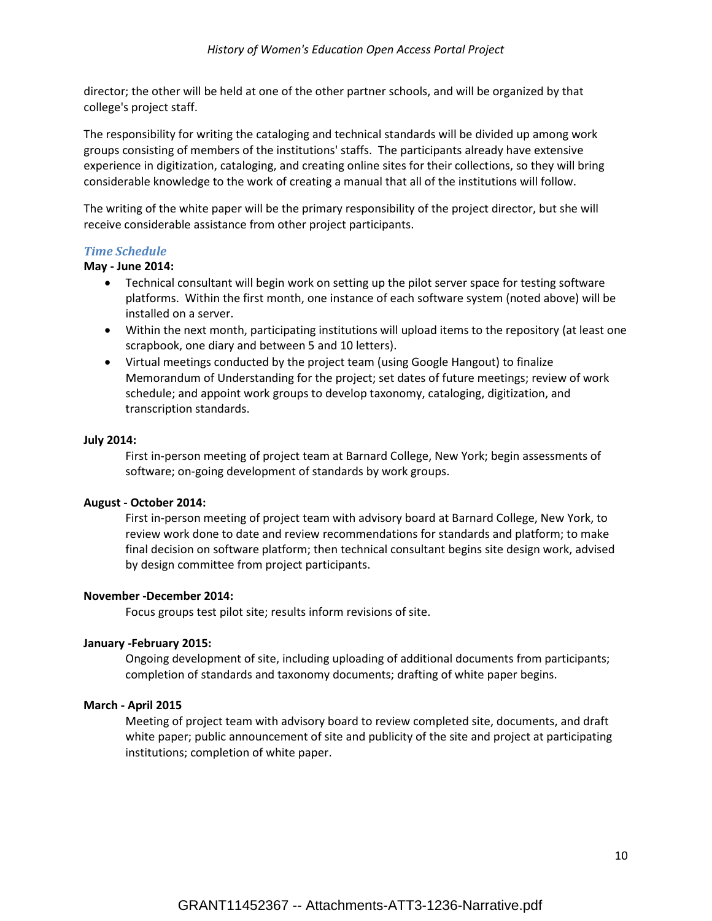director; the other will be held at one of the other partner schools, and will be organized by that college's project staff.

The responsibility for writing the cataloging and technical standards will be divided up among work groups consisting of members of the institutions' staffs. The participants already have extensive experience in digitization, cataloging, and creating online sites for their collections, so they will bring considerable knowledge to the work of creating a manual that all of the institutions will follow.

The writing of the white paper will be the primary responsibility of the project director, but she will receive considerable assistance from other project participants.

### *Time Schedule*

**May - June 2014:**

- Technical consultant will begin work on setting up the pilot server space for testing software platforms. Within the first month, one instance of each software system (noted above) will be installed on a server.
- Within the next month, participating institutions will upload items to the repository (at least one scrapbook, one diary and between 5 and 10 letters).
- Virtual meetings conducted by the project team (using Google Hangout) to finalize Memorandum of Understanding for the project; set dates of future meetings; review of work schedule; and appoint work groups to develop taxonomy, cataloging, digitization, and transcription standards.

**July 2014:**

First in-person meeting of project team at Barnard College, New York; begin assessments of software; on-going development of standards by work groups.

**August - October 2014:**

First in-person meeting of project team with advisory board at Barnard College, New York, to review work done to date and review recommendations for standards and platform; to make final decision on software platform; then technical consultant begins site design work, advised by design committee from project participants.

**November -December 2014:**

Focus groups test pilot site; results inform revisions of site.

**January -February 2015:**

Ongoing development of site, including uploading of additional documents from participants; completion of standards and taxonomy documents; drafting of white paper begins.

**March - April 2015**

Meeting of project team with advisory board to review completed site, documents, and draft white paper; public announcement of site and publicity of the site and project at participating institutions; completion of white paper.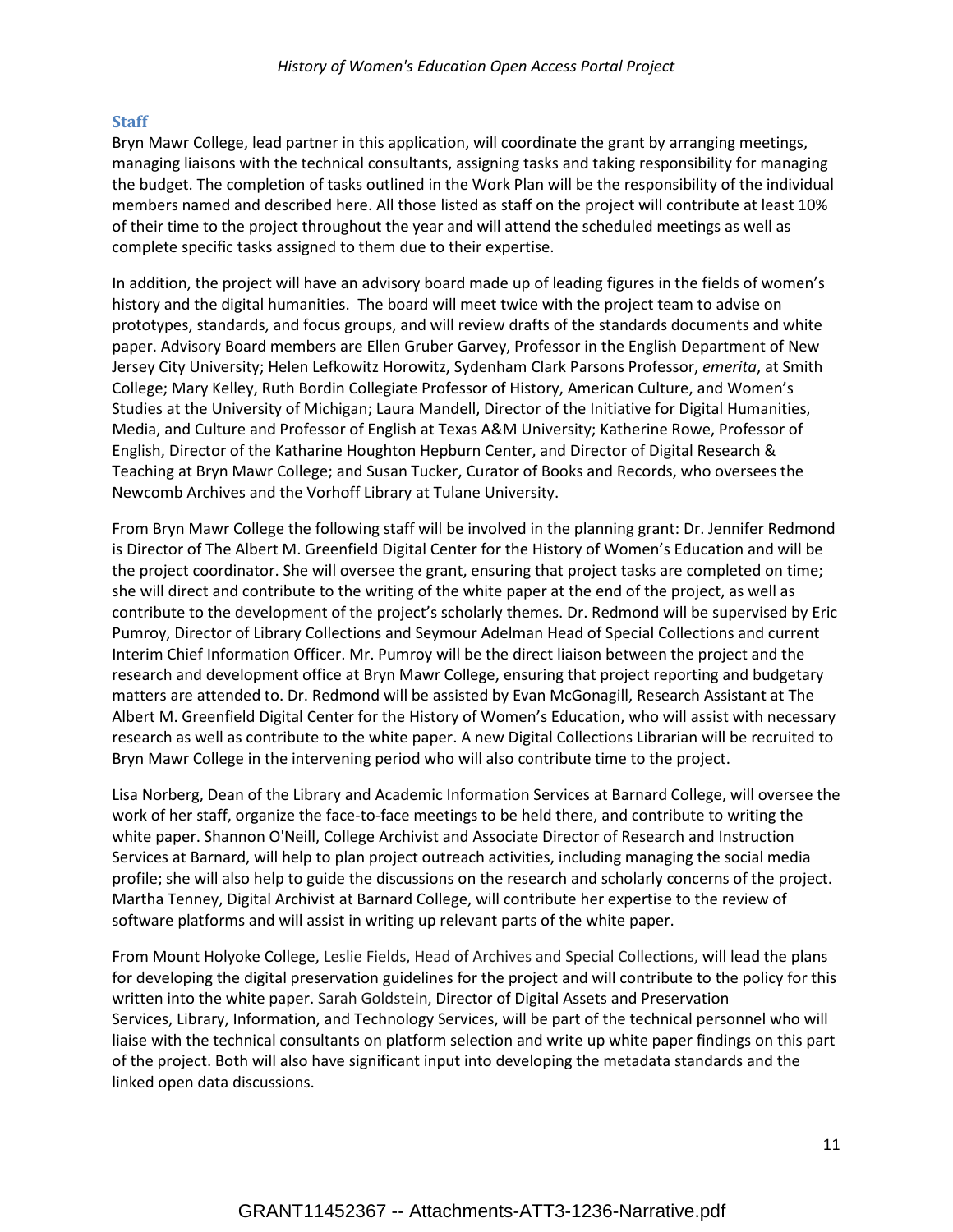## Staff

Bryn Mawr College, lead partner in this application, will coordinate the grant by arranging meetings, managing liaisons with the technical consultants, assigning tasks and taking responsibility for managing the budget. The completion of tasks outlined in the Work Plan will be the responsibility of the individual members named and described here. All those listed as staff on the project will contribute at least 10% of their time to the project throughout the year and will attend the scheduled meetings as well as complete specific tasks assigned to them due to their expertise.

In addition, the project will have an advisory board made up of leading figures in the fields of women's history and the digital humanities. The board will meet twice with the project team to advise on prototypes, standards, and focus groups, and will review drafts of the standards documents and white paper. Advisory Board members are Ellen Gruber Garvey, Professor in the English Department of New Jersey City University; Helen Lefkowitz Horowitz, Sydenham Clark Parsons Professor, *emerita*, at Smith College; Mary Kelley, Ruth Bordin Collegiate Professor of History, American Culture, and Women's Studies at the University of Michigan; Laura Mandell, Director of the Initiative for Digital Humanities, Media, and Culture and Professor of English at Texas A&M University; Katherine Rowe, Professor of English, Director of the Katharine Houghton Hepburn Center, and Director of Digital Research & Teaching at Bryn Mawr College; and Susan Tucker, Curator of Books and Records, who oversees the Newcomb Archives and the Vorhoff Library at Tulane University.

From Bryn Mawr College the following staff will be involved in the planning grant: Dr. Jennifer Redmond is Director of The Albert M. Greenfield Digital Center for the History of Women's Education and will be the project coordinator. She will oversee the grant, ensuring that project tasks are completed on time; she will direct and contribute to the writing of the white paper at the end of the project, as well as contribute to the development of the project's scholarly themes. Dr. Redmond will be supervised by Eric Pumroy, Director of Library Collections and Seymour Adelman Head of Special Collections and current Interim Chief Information Officer. Mr. Pumroy will be the direct liaison between the project and the research and development office at Bryn Mawr College, ensuring that project reporting and budgetary matters are attended to. Dr. Redmond will be assisted by Evan McGonagill, Research Assistant at The Albert M. Greenfield Digital Center for the History of Women's Education, who will assist with necessary research as well as contribute to the white paper. A new Digital Collections Librarian will be recruited to Bryn Mawr College in the intervening period who will also contribute time to the project.

Lisa Norberg, Dean of the Library and Academic Information Services at Barnard College, will oversee the work of her staff, organize the face-to-face meetings to be held there, and contribute to writing the white paper. Shannon O'Neill, College Archivist and Associate Director of Research and Instruction Services at Barnard, will help to plan project outreach activities, including managing the social media profile; she will also help to guide the discussions on the research and scholarly concerns of the project. Martha Tenney, Digital Archivist at Barnard College, will contribute her expertise to the review of software platforms and will assist in writing up relevant parts of the white paper.

From Mount Holyoke College, Leslie Fields, Head of Archives and Special Collections, will lead the plans for developing the digital preservation guidelines for the project and will contribute to the policy for this written into the white paper. Sarah Goldstein, Director of Digital Assets and Preservation Services, Library, Information, and Technology Services, will be part of the technical personnel who will liaise with the technical consultants on platform selection and write up white paper findings on this part of the project. Both will also have significant input into developing the metadata standards and the linked open data discussions.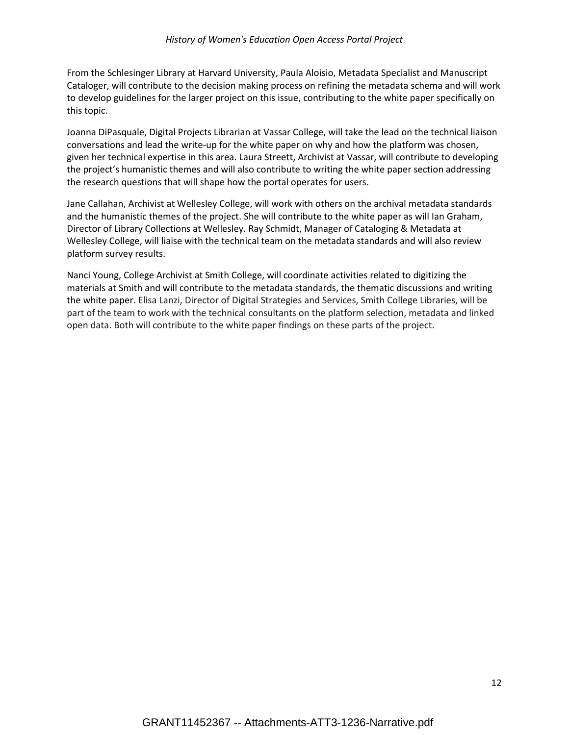From the Schlesinger Library at Harvard University, Paula Aloisio, Metadata Specialist and Manuscript Cataloger, will contribute to the decision making process on refining the metadata schema and will work to develop guidelines for the larger project on this issue, contributing to the white paper specifically on this topic.

Joanna DiPasquale, Digital Projects Librarian at Vassar College, will take the lead on the technical liaison conversations and lead the write-up for the white paper on why and how the platform was chosen, given her technical expertise in this area. Laura Streett, Archivist at Vassar, will contribute to developing the project's humanistic themes and will also contribute to writing the white paper section addressing the research questions that will shape how the portal operates for users.

Jane Callahan, Archivist at Wellesley College, will work with others on the archival metadata standards and the humanistic themes of the project. She will contribute to the white paper as will Ian Graham, Director of Library Collections at Wellesley. Ray Schmidt, Manager of Cataloging & Metadata at Wellesley College, will liaise with the technical team on the metadata standards and will also review platform survey results.

Nanci Young, College Archivist at Smith College, will coordinate activities related to digitizing the materials at Smith and will contribute to the metadata standards, the thematic discussions and writing the white paper. Elisa Lanzi, Director of Digital Strategies and Services, Smith College Libraries, will be part of the team to work with the technical consultants on the platform selection, metadata and linked open data. Both will contribute to the white paper findings on these parts of the project.